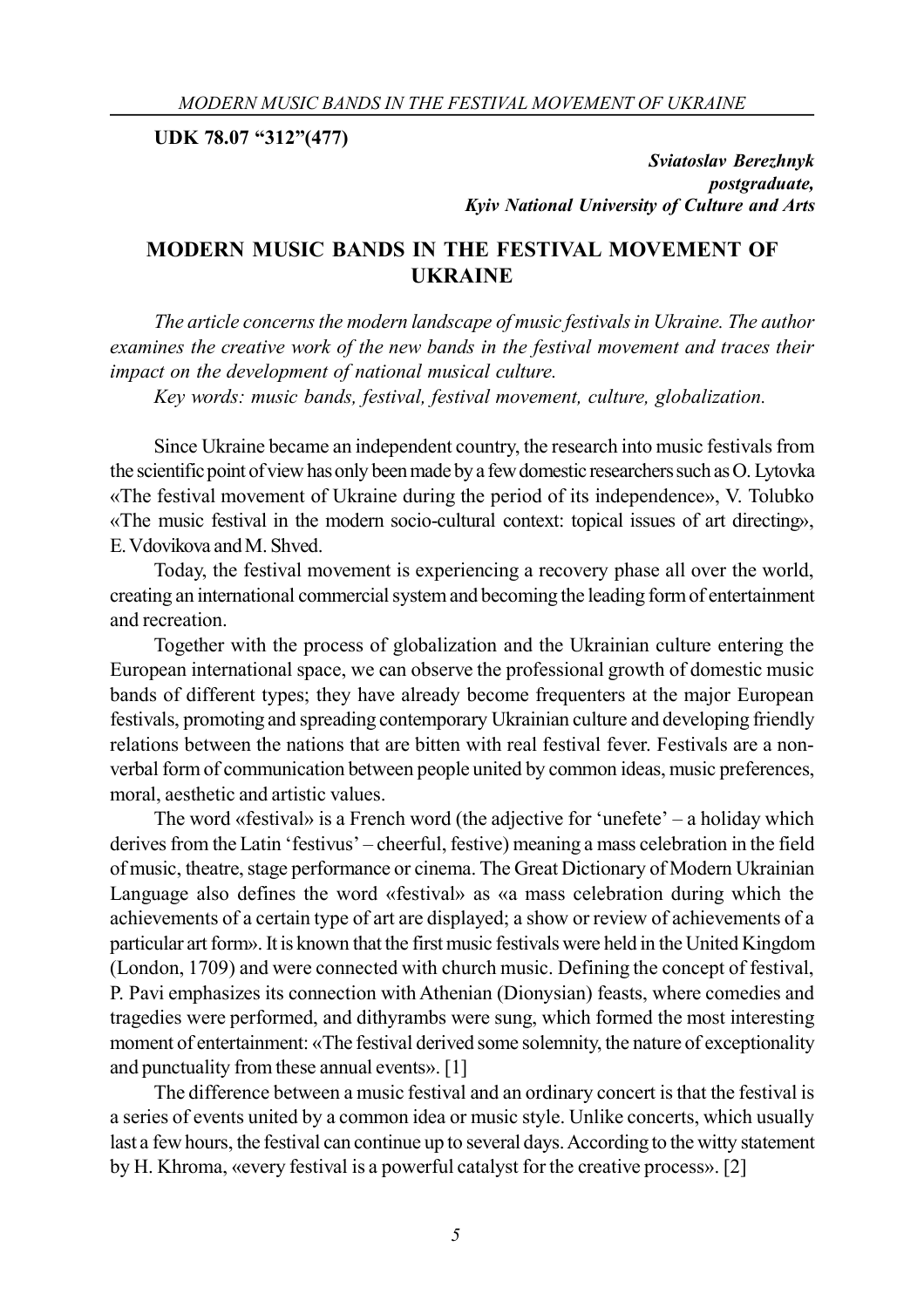**UDK 78.07 "312"(477)**

***Sviatoslav Berezhnyk***
***postgraduate,***
***Kyiv National University of Culture and Arts***

# MODERN MUSIC BANDS IN THE FESTIVAL MOVEMENT OF UKRAINE

*The article concerns the modern landscape of music festivals in Ukraine. The author examines the creative work of the new bands in the festival movement and traces their impact on the development of national musical culture.*

*Key words: music bands, festival, festival movement, culture, globalization.*

Since Ukraine became an independent country, the research into music festivals from the scientific point of view has only been made by a few domestic researchers such as O. Lytovka «The festival movement of Ukraine during the period of its independence», V. Tolubko «The music festival in the modern socio-cultural context: topical issues of art directing», E. Vdovikova and M. Shved.

Today, the festival movement is experiencing a recovery phase all over the world, creating an international commercial system and becoming the leading form of entertainment and recreation.

Together with the process of globalization and the Ukrainian culture entering the European international space, we can observe the professional growth of domestic music bands of different types; they have already become frequenters at the major European festivals, promoting and spreading contemporary Ukrainian culture and developing friendly relations between the nations that are bitten with real festival fever. Festivals are a non-verbal form of communication between people united by common ideas, music preferences, moral, aesthetic and artistic values.

The word «festival» is a French word (the adjective for 'unefete' – a holiday which derives from the Latin 'festivus' – cheerful, festive) meaning a mass celebration in the field of music, theatre, stage performance or cinema. The Great Dictionary of Modern Ukrainian Language also defines the word «festival» as «a mass celebration during which the achievements of a certain type of art are displayed; a show or review of achievements of a particular art form». It is known that the first music festivals were held in the United Kingdom (London, 1709) and were connected with church music. Defining the concept of festival, P. Pavi emphasizes its connection with Athenian (Dionysian) feasts, where comedies and tragedies were performed, and dithyrambs were sung, which formed the most interesting moment of entertainment: «The festival derived some solemnity, the nature of exceptionality and punctuality from these annual events». [1]

The difference between a music festival and an ordinary concert is that the festival is a series of events united by a common idea or music style. Unlike concerts, which usually last a few hours, the festival can continue up to several days. According to the witty statement by H. Khroma, «every festival is a powerful catalyst for the creative process». [2]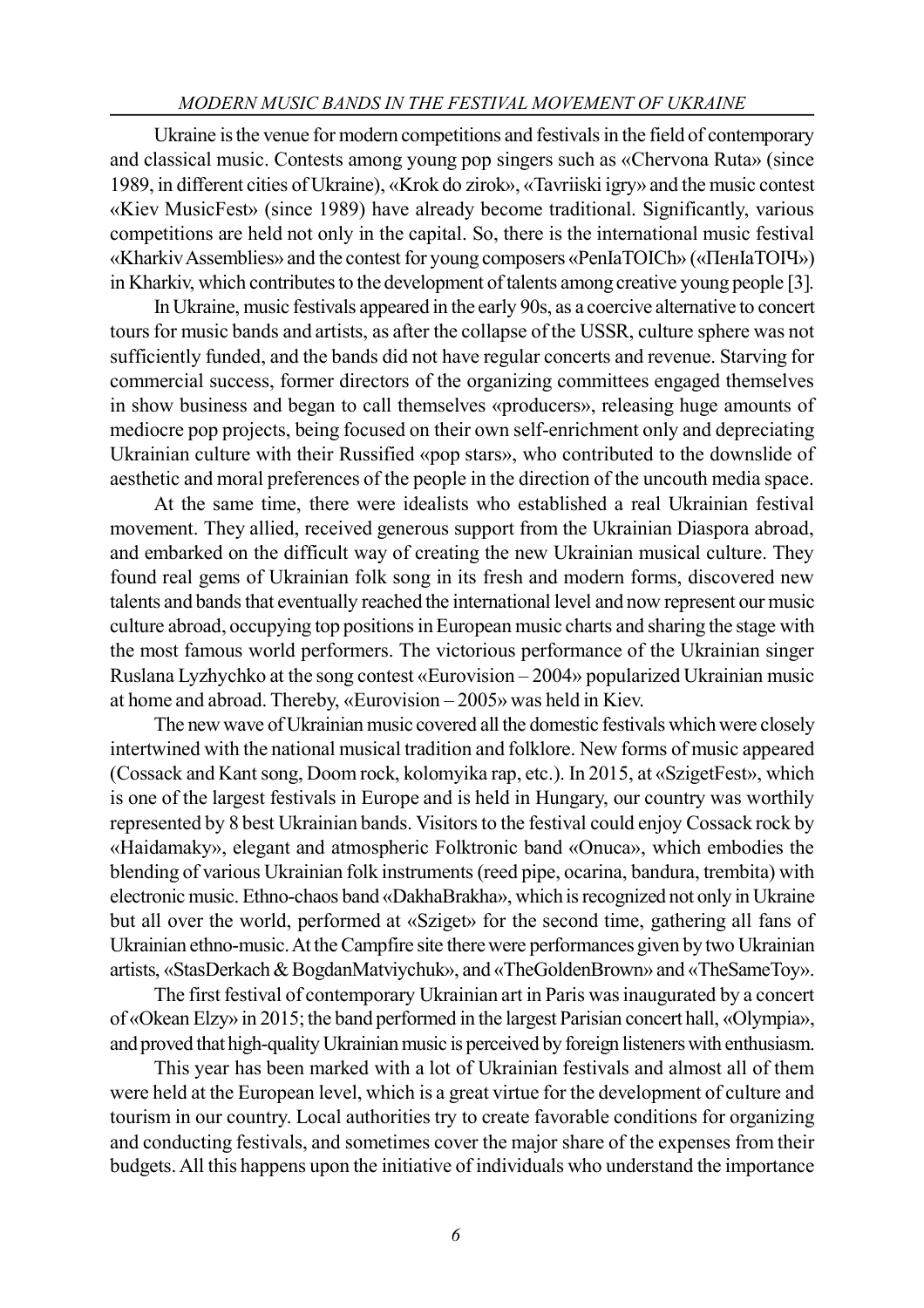Ukraine is the venue for modern competitions and festivals in the field of contemporary and classical music. Contests among young pop singers such as «Chervona Ruta» (since 1989, in different cities of Ukraine), «Krok do zirok», «Tavriiski igry» and the music contest «Kiev MusicFest» (since 1989) have already become traditional. Significantly, various competitions are held not only in the capital. So, there is the international music festival «Kharkiv Assemblies» and the contest for young composers «PenIaTOICh» («ПенІаТОІЧ») in Kharkiv, which contributes to the development of talents among creative young people [3].

In Ukraine, music festivals appeared in the early 90s, as a coercive alternative to concert tours for music bands and artists, as after the collapse of the USSR, culture sphere was not sufficiently funded, and the bands did not have regular concerts and revenue. Starving for commercial success, former directors of the organizing committees engaged themselves in show business and began to call themselves «producers», releasing huge amounts of mediocre pop projects, being focused on their own self-enrichment only and depreciating Ukrainian culture with their Russified «pop stars», who contributed to the downslide of aesthetic and moral preferences of the people in the direction of the uncouth media space.

At the same time, there were idealists who established a real Ukrainian festival movement. They allied, received generous support from the Ukrainian Diaspora abroad, and embarked on the difficult way of creating the new Ukrainian musical culture. They found real gems of Ukrainian folk song in its fresh and modern forms, discovered new talents and bands that eventually reached the international level and now represent our music culture abroad, occupying top positions in European music charts and sharing the stage with the most famous world performers. The victorious performance of the Ukrainian singer Ruslana Lyzhychko at the song contest «Eurovision – 2004» popularized Ukrainian music at home and abroad. Thereby, «Eurovision – 2005» was held in Kiev.

The new wave of Ukrainian music covered all the domestic festivals which were closely intertwined with the national musical tradition and folklore. New forms of music appeared (Cossack and Kant song, Doom rock, kolomyika rap, etc.). In 2015, at «SzigetFest», which is one of the largest festivals in Europe and is held in Hungary, our country was worthily represented by 8 best Ukrainian bands. Visitors to the festival could enjoy Cossack rock by «Haidamaky», elegant and atmospheric Folktronic band «Onuca», which embodies the blending of various Ukrainian folk instruments (reed pipe, ocarina, bandura, trembita) with electronic music. Ethno-chaos band «DakhaBrakha», which is recognized not only in Ukraine but all over the world, performed at «Sziget» for the second time, gathering all fans of Ukrainian ethno-music. At the Campfire site there were performances given by two Ukrainian artists, «StasDerkach & BogdanMatviychuk», and «TheGoldenBrown» and «TheSameToy».

The first festival of contemporary Ukrainian art in Paris was inaugurated by a concert of «Okean Elzy» in 2015; the band performed in the largest Parisian concert hall, «Olympia», and proved that high-quality Ukrainian music is perceived by foreign listeners with enthusiasm.

This year has been marked with a lot of Ukrainian festivals and almost all of them were held at the European level, which is a great virtue for the development of culture and tourism in our country. Local authorities try to create favorable conditions for organizing and conducting festivals, and sometimes cover the major share of the expenses from their budgets. All this happens upon the initiative of individuals who understand the importance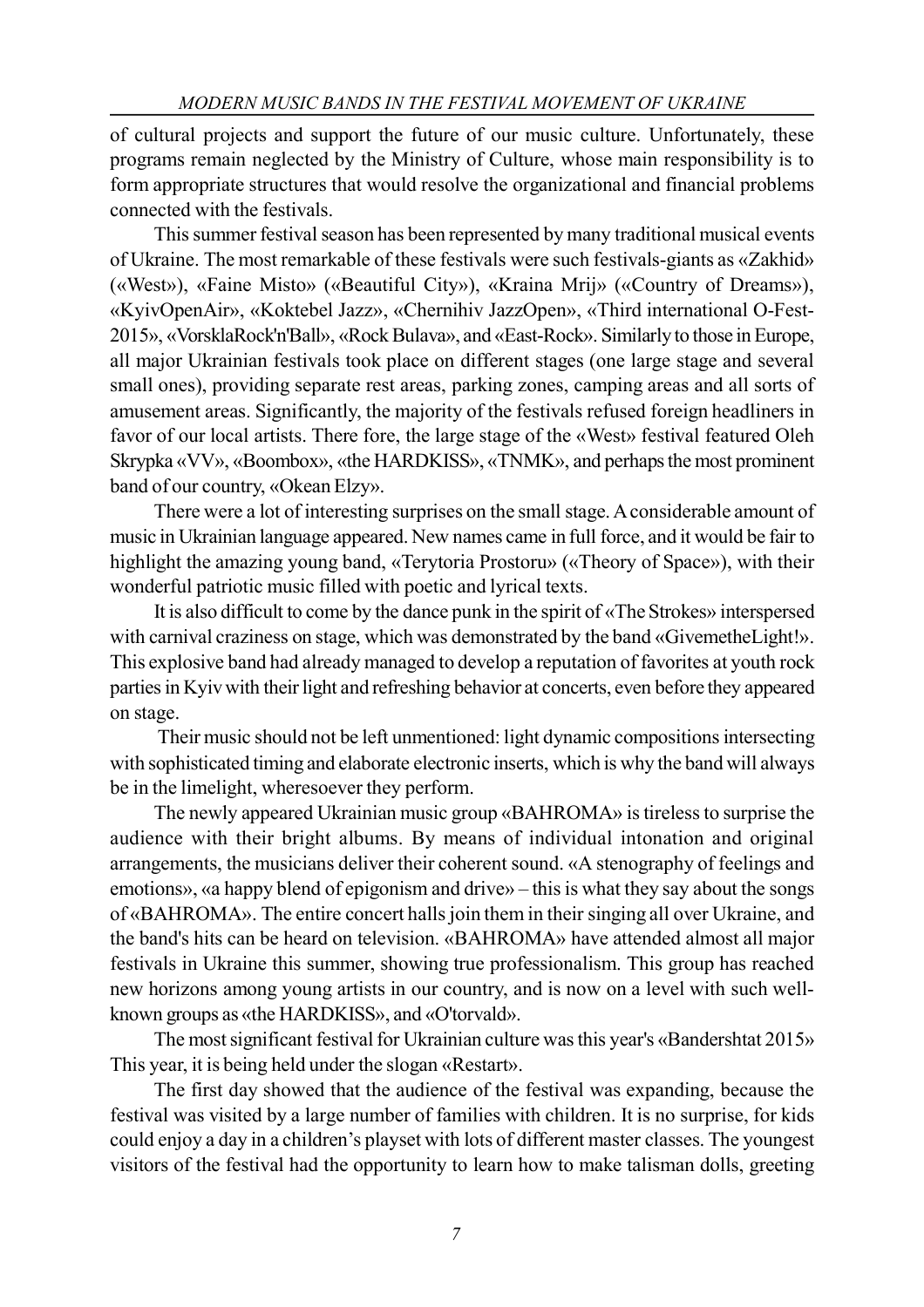of cultural projects and support the future of our music culture. Unfortunately, these programs remain neglected by the Ministry of Culture, whose main responsibility is to form appropriate structures that would resolve the organizational and financial problems connected with the festivals.

This summer festival season has been represented by many traditional musical events of Ukraine. The most remarkable of these festivals were such festivals-giants as «Zakhid» («West»), «Faine Misto» («Beautiful City»), «Kraina Mrij» («Country of Dreams»), «KyivOpenAir», «Koktebel Jazz», «Chernihiv JazzOpen», «Third international O-Fest-2015», «VorsklaRock'n'Ball», «Rock Bulava», and «East-Rock». Similarly to those in Europe, all major Ukrainian festivals took place on different stages (one large stage and several small ones), providing separate rest areas, parking zones, camping areas and all sorts of amusement areas. Significantly, the majority of the festivals refused foreign headliners in favor of our local artists. There fore, the large stage of the «West» festival featured Oleh Skrypka «VV», «Boombox», «the HARDKISS», «TNMK», and perhaps the most prominent band of our country, «Okean Elzy».

There were a lot of interesting surprises on the small stage. A considerable amount of music in Ukrainian language appeared. New names came in full force, and it would be fair to highlight the amazing young band, «Terytoria Prostoru» («Theory of Space»), with their wonderful patriotic music filled with poetic and lyrical texts.

It is also difficult to come by the dance punk in the spirit of «The Strokes» interspersed with carnival craziness on stage, which was demonstrated by the band «GivemetheLight!». This explosive band had already managed to develop a reputation of favorites at youth rock parties in Kyiv with their light and refreshing behavior at concerts, even before they appeared on stage.

Their music should not be left unmentioned: light dynamic compositions intersecting with sophisticated timing and elaborate electronic inserts, which is why the band will always be in the limelight, wheresoever they perform.

The newly appeared Ukrainian music group «BAHROMA» is tireless to surprise the audience with their bright albums. By means of individual intonation and original arrangements, the musicians deliver their coherent sound. «A stenography of feelings and emotions», «a happy blend of epigonism and drive» – this is what they say about the songs of «BAHROMA». The entire concert halls join them in their singing all over Ukraine, and the band's hits can be heard on television. «BAHROMA» have attended almost all major festivals in Ukraine this summer, showing true professionalism. This group has reached new horizons among young artists in our country, and is now on a level with such well-known groups as «the HARDKISS», and «O'torvald».

The most significant festival for Ukrainian culture was this year's «Bandershtat 2015» This year, it is being held under the slogan «Restart».

The first day showed that the audience of the festival was expanding, because the festival was visited by a large number of families with children. It is no surprise, for kids could enjoy a day in a children's playset with lots of different master classes. The youngest visitors of the festival had the opportunity to learn how to make talisman dolls, greeting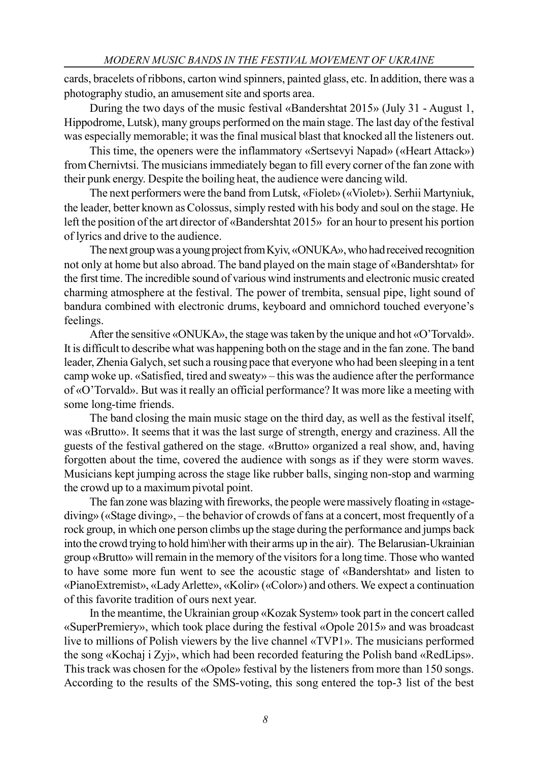cards, bracelets of ribbons, carton wind spinners, painted glass, etc. In addition, there was a photography studio, an amusement site and sports area.

During the two days of the music festival «Bandershtat 2015» (July 31 - August 1, Hippodrome, Lutsk), many groups performed on the main stage. The last day of the festival was especially memorable; it was the final musical blast that knocked all the listeners out.

This time, the openers were the inflammatory «Sertsevyi Napad» («Heart Attack») from Chernivtsi. The musicians immediately began to fill every corner of the fan zone with their punk energy. Despite the boiling heat, the audience were dancing wild.

The next performers were the band from Lutsk, «Fiolet» («Violet»). Serhii Martyniuk, the leader, better known as Colossus, simply rested with his body and soul on the stage. He left the position of the art director of «Bandershtat 2015» for an hour to present his portion of lyrics and drive to the audience.

The next group was a young project from Kyiv, «ONUKA», who had received recognition not only at home but also abroad. The band played on the main stage of «Bandershtat» for the first time. The incredible sound of various wind instruments and electronic music created charming atmosphere at the festival. The power of trembita, sensual pipe, light sound of bandura combined with electronic drums, keyboard and omnichord touched everyone's feelings.

After the sensitive «ONUKA», the stage was taken by the unique and hot «O'Torvald». It is difficult to describe what was happening both on the stage and in the fan zone. The band leader, Zhenia Galych, set such a rousing pace that everyone who had been sleeping in a tent camp woke up. «Satisfied, tired and sweaty» – this was the audience after the performance of «O'Torvald». But was it really an official performance? It was more like a meeting with some long-time friends.

The band closing the main music stage on the third day, as well as the festival itself, was «Brutto». It seems that it was the last surge of strength, energy and craziness. All the guests of the festival gathered on the stage. «Brutto» organized a real show, and, having forgotten about the time, covered the audience with songs as if they were storm waves. Musicians kept jumping across the stage like rubber balls, singing non-stop and warming the crowd up to a maximum pivotal point.

The fan zone was blazing with fireworks, the people were massively floating in «stage-diving» («Stage diving», – the behavior of crowds of fans at a concert, most frequently of a rock group, in which one person climbs up the stage during the performance and jumps back into the crowd trying to hold him\her with their arms up in the air). The Belarusian-Ukrainian group «Brutto» will remain in the memory of the visitors for a long time. Those who wanted to have some more fun went to see the acoustic stage of «Bandershtat» and listen to «PianoExtremist», «Lady Arlette», «Kolir» («Color») and others. We expect a continuation of this favorite tradition of ours next year.

In the meantime, the Ukrainian group «Kozak System» took part in the concert called «SuperPremiery», which took place during the festival «Opole 2015» and was broadcast live to millions of Polish viewers by the live channel «TVP1». The musicians performed the song «Kochaj i Zyj», which had been recorded featuring the Polish band «RedLips». This track was chosen for the «Opole» festival by the listeners from more than 150 songs. According to the results of the SMS-voting, this song entered the top-3 list of the best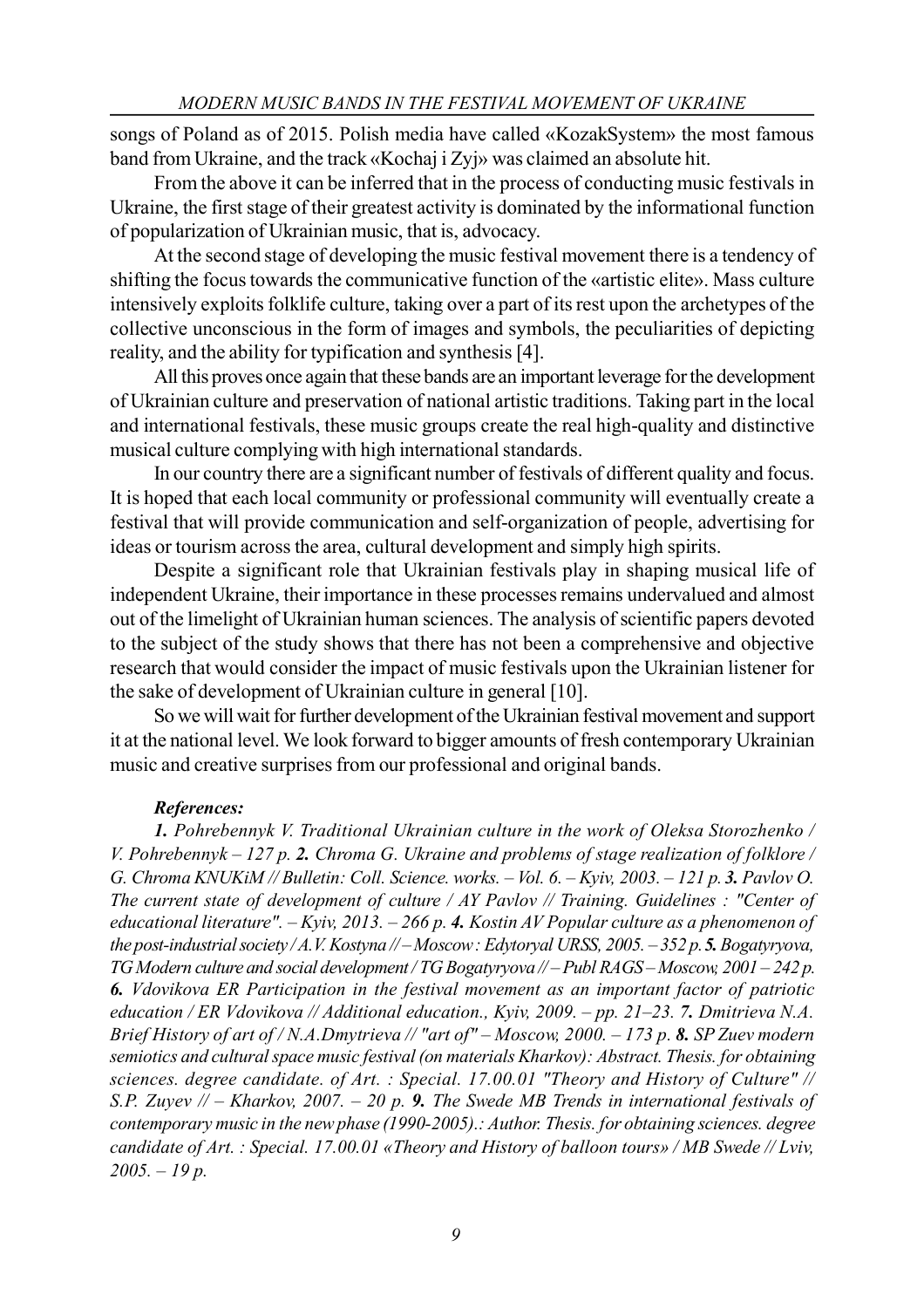songs of Poland as of 2015. Polish media have called «KozakSystem» the most famous band from Ukraine, and the track «Kochaj i Zyj» was claimed an absolute hit.

From the above it can be inferred that in the process of conducting music festivals in Ukraine, the first stage of their greatest activity is dominated by the informational function of popularization of Ukrainian music, that is, advocacy.

At the second stage of developing the music festival movement there is a tendency of shifting the focus towards the communicative function of the «artistic elite». Mass culture intensively exploits folklife culture, taking over a part of its rest upon the archetypes of the collective unconscious in the form of images and symbols, the peculiarities of depicting reality, and the ability for typification and synthesis [4].

All this proves once again that these bands are an important leverage for the development of Ukrainian culture and preservation of national artistic traditions. Taking part in the local and international festivals, these music groups create the real high-quality and distinctive musical culture complying with high international standards.

In our country there are a significant number of festivals of different quality and focus. It is hoped that each local community or professional community will eventually create a festival that will provide communication and self-organization of people, advertising for ideas or tourism across the area, cultural development and simply high spirits.

Despite a significant role that Ukrainian festivals play in shaping musical life of independent Ukraine, their importance in these processes remains undervalued and almost out of the limelight of Ukrainian human sciences. The analysis of scientific papers devoted to the subject of the study shows that there has not been a comprehensive and objective research that would consider the impact of music festivals upon the Ukrainian listener for the sake of development of Ukrainian culture in general [10].

So we will wait for further development of the Ukrainian festival movement and support it at the national level. We look forward to bigger amounts of fresh contemporary Ukrainian music and creative surprises from our professional and original bands.

***References:***

***1.*** *Pohrebennyk V. Traditional Ukrainian culture in the work of Oleksa Storozhenko / V. Pohrebennyk – 127 p.* ***2.*** *Chroma G. Ukraine and problems of stage realization of folklore / G. Chroma KNUKiM // Bulletin: Coll. Science. works. – Vol. 6. – Kyiv, 2003. – 121 p.* ***3.*** *Pavlov O. The current state of development of culture / AY Pavlov // Training. Guidelines : "Center of educational literature". – Kyiv, 2013. – 266 p.* ***4.*** *Kostin AV Popular culture as a phenomenon of the post-industrial society / A.V. Kostyna // – Moscow : Edytoryal URSS, 2005. – 352 p.* ***5.*** *Bogatyryova, TG Modern culture and social development / TG Bogatyryova // – Publ RAGS – Moscow, 2001 – 242 p.* ***6.*** *Vdovikova ER Participation in the festival movement as an important factor of patriotic education / ER Vdovikova // Additional education., Kyiv, 2009. – pp. 21–23.* ***7.*** *Dmitrieva N.A. Brief History of art of / N.A.Dmytrieva // "art of" – Moscow, 2000. – 173 p.* ***8.*** *SP Zuev modern semiotics and cultural space music festival (on materials Kharkov): Abstract. Thesis. for obtaining sciences. degree candidate. of Art. : Special. 17.00.01 "Theory and History of Culture" // S.P. Zuyev // – Kharkov, 2007. – 20 p.* ***9.*** *The Swede MB Trends in international festivals of contemporary music in the new phase (1990-2005).: Author. Thesis. for obtaining sciences. degree candidate of Art. : Special. 17.00.01 «Theory and History of balloon tours» / MB Swede // Lviv, 2005. – 19 p.*